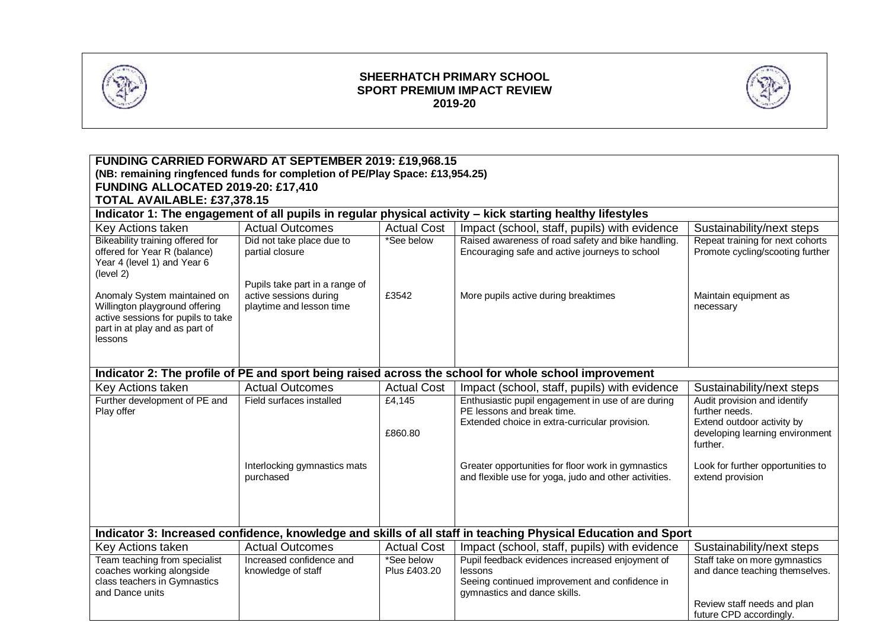# SHEERHATCH PRIMARY SCHOOL
## SPORT PREMIUM IMPACT REVIEW
### 2019-20

**FUNDING CARRIED FORWARD AT SEPTEMBER 2019: £19,968.15**
**(NB: remaining ringfenced funds for completion of PE/Play Space: £13,954.25)**
**FUNDING ALLOCATED 2019-20: £17,410**
**TOTAL AVAILABLE: £37,378.15**

**Indicator 1: The engagement of all pupils in regular physical activity – kick starting healthy lifestyles**

| Key Actions taken | Actual Outcomes | Actual Cost | Impact (school, staff, pupils) with evidence | Sustainability/next steps |
|---|---|---|---|---|
| Bikeability training offered for offered for Year R (balance) Year 4 (level 1) and Year 6 (level 2) | Did not take place due to partial closure | *See below | Raised awareness of road safety and bike handling. Encouraging safe and active journeys to school | Repeat training for next cohorts Promote cycling/scooting further |
| Anomaly System maintained on Willington playground offering active sessions for pupils to take part in at play and as part of lessons | Pupils take part in a range of active sessions during playtime and lesson time | £3542 | More pupils active during breaktimes | Maintain equipment as necessary |

**Indicator 2: The profile of PE and sport being raised across the school for whole school improvement**

| Key Actions taken | Actual Outcomes | Actual Cost | Impact (school, staff, pupils) with evidence | Sustainability/next steps |
|---|---|---|---|---|
| Further development of PE and Play offer | Field surfaces installed | £4,145<br><br>£860.80 | Enthusiastic pupil engagement in use of are during PE lessons and break time.<br>Extended choice in extra-curricular provision. | Audit provision and identify further needs.<br>Extend outdoor activity by developing learning environment further. |
| | Interlocking gymnastics mats purchased | | Greater opportunities for floor work in gymnastics and flexible use for yoga, judo and other activities. | Look for further opportunities to extend provision |

**Indicator 3: Increased confidence, knowledge and skills of all staff in teaching Physical Education and Sport**

| Key Actions taken | Actual Outcomes | Actual Cost | Impact (school, staff, pupils) with evidence | Sustainability/next steps |
|---|---|---|---|---|
| Team teaching from specialist coaches working alongside class teachers in Gymnastics and Dance units | Increased confidence and knowledge of staff | *See below<br>Plus £403.20 | Pupil feedback evidences increased enjoyment of lessons<br>Seeing continued improvement and confidence in gymnastics and dance skills. | Staff take on more gymnastics and dance teaching themselves.<br><br>Review staff needs and plan future CPD accordingly. |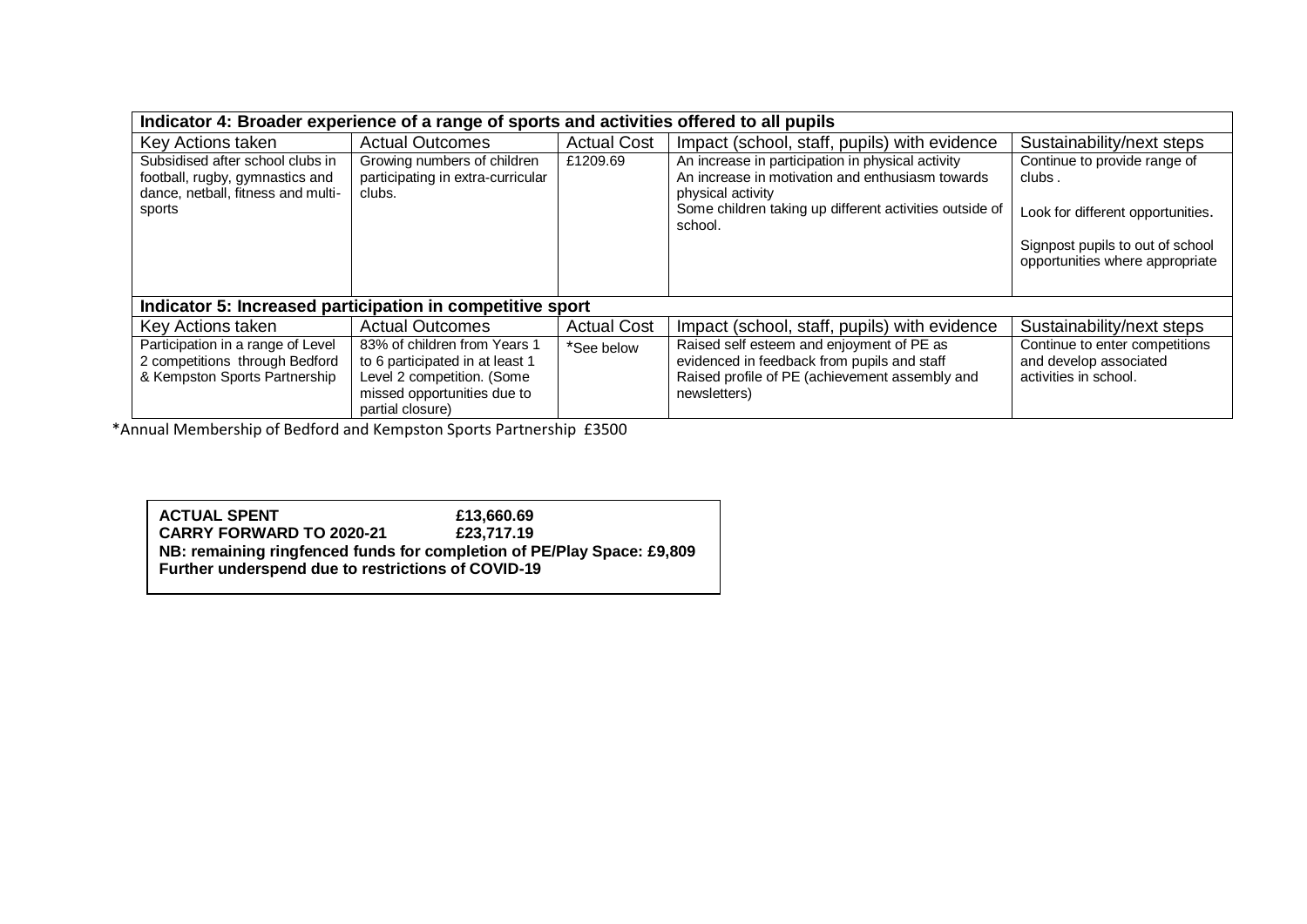| Indicator 4: Broader experience of a range of sports and activities offered to all pupils | | | | |
|---|---|---|---|---|
| Key Actions taken | Actual Outcomes | Actual Cost | Impact (school, staff, pupils) with evidence | Sustainability/next steps |
| Subsidised after school clubs in football, rugby, gymnastics and dance, netball, fitness and multi-sports | Growing numbers of children participating in extra-curricular clubs. | £1209.69 | An increase in participation in physical activity<br>An increase in motivation and enthusiasm towards physical activity<br>Some children taking up different activities outside of school. | Continue to provide range of clubs .<br><br>Look for different opportunities.<br><br>Signpost pupils to out of school opportunities where appropriate |

| Indicator 5: Increased participation in competitive sport | | | | |
|---|---|---|---|---|
| Key Actions taken | Actual Outcomes | Actual Cost | Impact (school, staff, pupils) with evidence | Sustainability/next steps |
| Participation in a range of Level 2 competitions through Bedford & Kempston Sports Partnership | 83% of children from Years 1 to 6 participated in at least 1 Level 2 competition. (Some missed opportunities due to partial closure) | *See below | Raised self esteem and enjoyment of PE as evidenced in feedback from pupils and staff<br>Raised profile of PE (achievement assembly and newsletters) | Continue to enter competitions and develop associated activities in school. |

*Annual Membership of Bedford and Kempston Sports Partnership £3500

**ACTUAL SPENT** **£13,660.69**
**CARRY FORWARD TO 2020-21** **£23,717.19**
**NB: remaining ringfenced funds for completion of PE/Play Space: £9,809**
**Further underspend due to restrictions of COVID-19**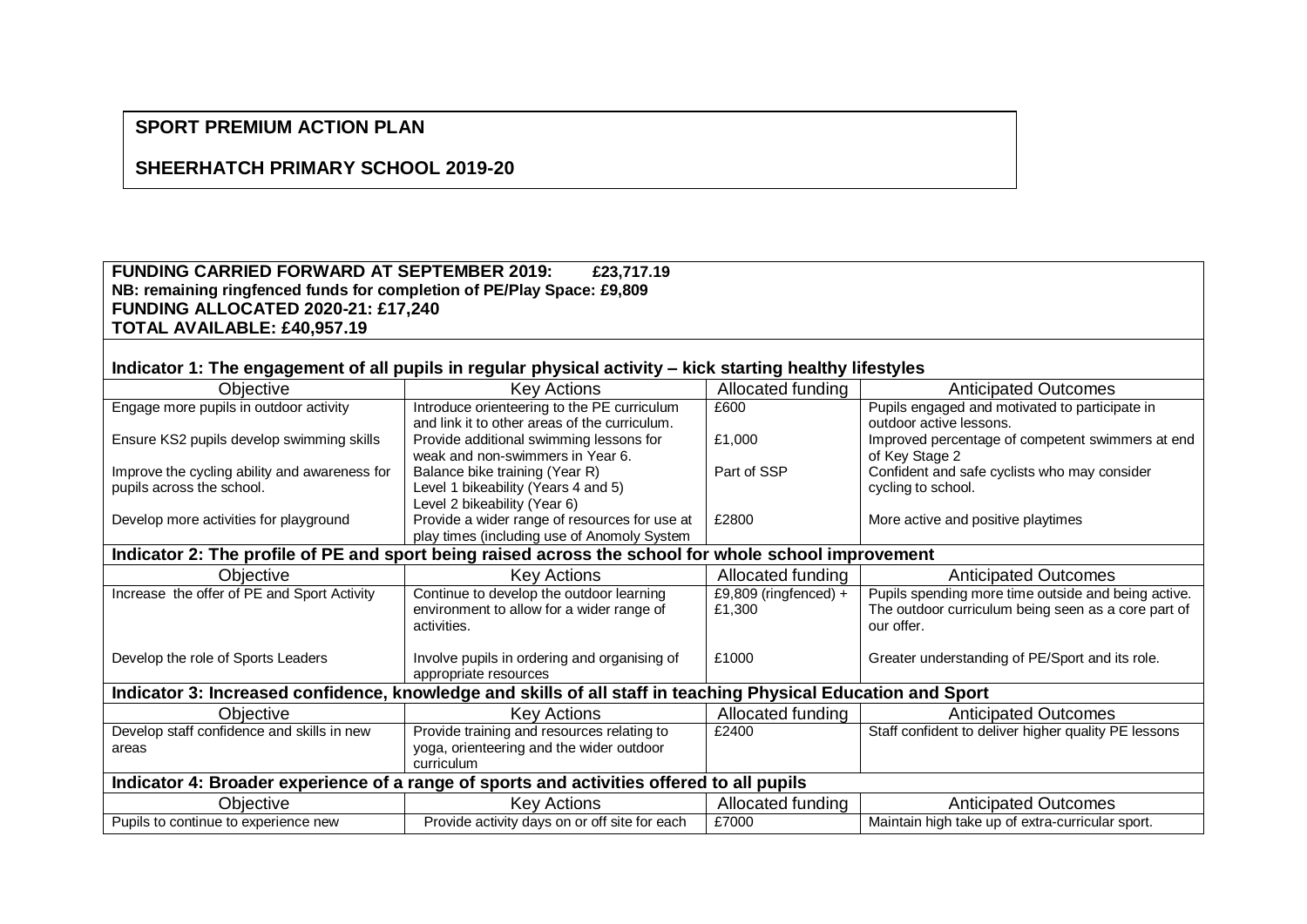**SPORT PREMIUM ACTION PLAN**

**SHEERHATCH PRIMARY SCHOOL 2019-20**

**FUNDING CARRIED FORWARD AT SEPTEMBER 2019: £23,717.19**
**NB: remaining ringfenced funds for completion of PE/Play Space: £9,809**
**FUNDING ALLOCATED 2020-21: £17,240**
**TOTAL AVAILABLE: £40,957.19**

| **Indicator 1: The engagement of all pupils in regular physical activity – kick starting healthy lifestyles** | | | |
|---|---|---|---|
| Objective | Key Actions | Allocated funding | Anticipated Outcomes |
| Engage more pupils in outdoor activity | Introduce orienteering to the PE curriculum and link it to other areas of the curriculum. | £600 | Pupils engaged and motivated to participate in outdoor active lessons. |
| Ensure KS2 pupils develop swimming skills | Provide additional swimming lessons for weak and non-swimmers in Year 6. | £1,000 | Improved percentage of competent swimmers at end of Key Stage 2 |
| Improve the cycling ability and awareness for pupils across the school. | Balance bike training (Year R)<br>Level 1 bikeability (Years 4 and 5)<br>Level 2 bikeability (Year 6) | Part of SSP | Confident and safe cyclists who may consider cycling to school. |
| Develop more activities for playground | Provide a wider range of resources for use at play times (including use of Anomoly System | £2800 | More active and positive playtimes |
| **Indicator 2: The profile of PE and sport being raised across the school for whole school improvement** | | | |
| Objective | Key Actions | Allocated funding | Anticipated Outcomes |
| Increase the offer of PE and Sport Activity | Continue to develop the outdoor learning environment to allow for a wider range of activities. | £9,809 (ringfenced) + £1,300 | Pupils spending more time outside and being active. The outdoor curriculum being seen as a core part of our offer. |
| Develop the role of Sports Leaders | Involve pupils in ordering and organising of appropriate resources | £1000 | Greater understanding of PE/Sport and its role. |
| **Indicator 3: Increased confidence, knowledge and skills of all staff in teaching Physical Education and Sport** | | | |
| Objective | Key Actions | Allocated funding | Anticipated Outcomes |
| Develop staff confidence and skills in new areas | Provide training and resources relating to yoga, orienteering and the wider outdoor curriculum | £2400 | Staff confident to deliver higher quality PE lessons |
| **Indicator 4: Broader experience of a range of sports and activities offered to all pupils** | | | |
| Objective | Key Actions | Allocated funding | Anticipated Outcomes |
| Pupils to continue to experience new | Provide activity days on or off site for each | £7000 | Maintain high take up of extra-curricular sport. |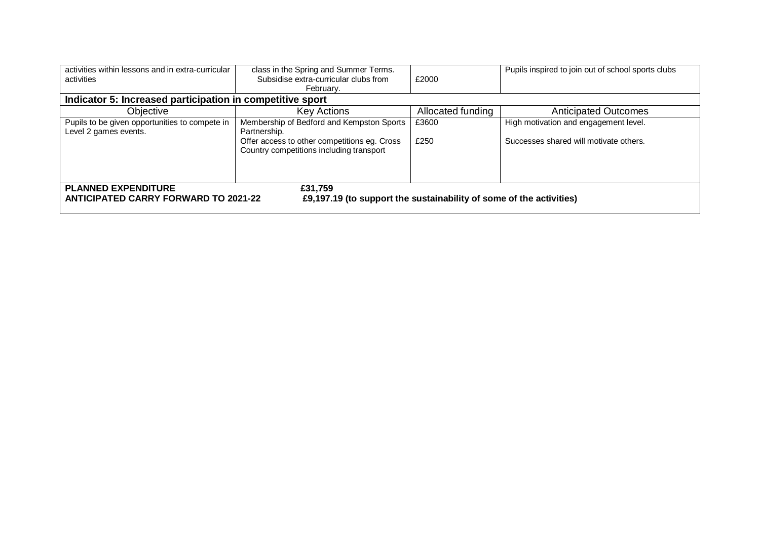| | | | |
|---|---|---|---|
| activities within lessons and in extra-curricular activities | class in the Spring and Summer Terms. Subsidise extra-curricular clubs from February. | £2000 | Pupils inspired to join out of school sports clubs |

**Indicator 5: Increased participation in competitive sport**

| Objective | Key Actions | Allocated funding | Anticipated Outcomes |
|---|---|---|---|
| Pupils to be given opportunities to compete in Level 2 games events. | Membership of Bedford and Kempston Sports Partnership.<br>Offer access to other competitions eg. Cross Country competitions including transport | £3600<br><br>£250 | High motivation and engagement level.<br><br>Successes shared will motivate others. |

**PLANNED EXPENDITURE** **£31,759**

**ANTICIPATED CARRY FORWARD TO 2021-22** **£9,197.19 (to support the sustainability of some of the activities)**